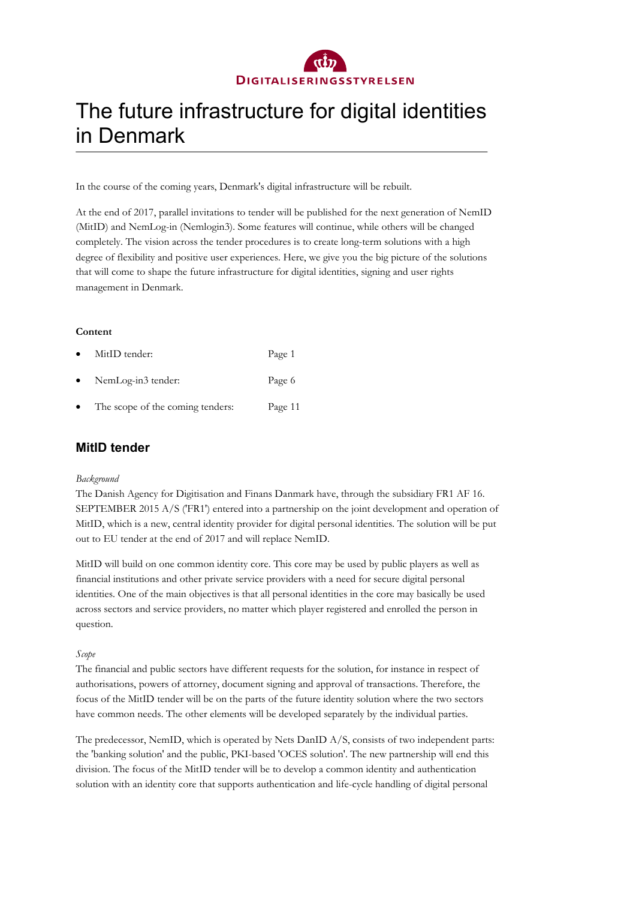DIGITALISERINGSSTYRELSEN

# The future infrastructure for digital identities in Denmark

In the course of the coming years, Denmark's digital infrastructure will be rebuilt.

At the end of 2017, parallel invitations to tender will be published for the next generation of NemID (MitID) and NemLog-in (Nemlogin3). Some features will continue, while others will be changed completely. The vision across the tender procedures is to create long-term solutions with a high degree of flexibility and positive user experiences. Here, we give you the big picture of the solutions that will come to shape the future infrastructure for digital identities, signing and user rights management in Denmark.

**Content**

- MitID tender: Page 1
- NemLog-in3 tender: Page 6
- The scope of the coming tenders: Page 11

## MitID tender

*Background*

The Danish Agency for Digitisation and Finans Danmark have, through the subsidiary FR1 AF 16. SEPTEMBER 2015 A/S ('FR1') entered into a partnership on the joint development and operation of MitID, which is a new, central identity provider for digital personal identities. The solution will be put out to EU tender at the end of 2017 and will replace NemID.

MitID will build on one common identity core. This core may be used by public players as well as financial institutions and other private service providers with a need for secure digital personal identities. One of the main objectives is that all personal identities in the core may basically be used across sectors and service providers, no matter which player registered and enrolled the person in question.

*Scope*

The financial and public sectors have different requests for the solution, for instance in respect of authorisations, powers of attorney, document signing and approval of transactions. Therefore, the focus of the MitID tender will be on the parts of the future identity solution where the two sectors have common needs. The other elements will be developed separately by the individual parties.

The predecessor, NemID, which is operated by Nets DanID A/S, consists of two independent parts: the 'banking solution' and the public, PKI-based 'OCES solution'. The new partnership will end this division. The focus of the MitID tender will be to develop a common identity and authentication solution with an identity core that supports authentication and life-cycle handling of digital personal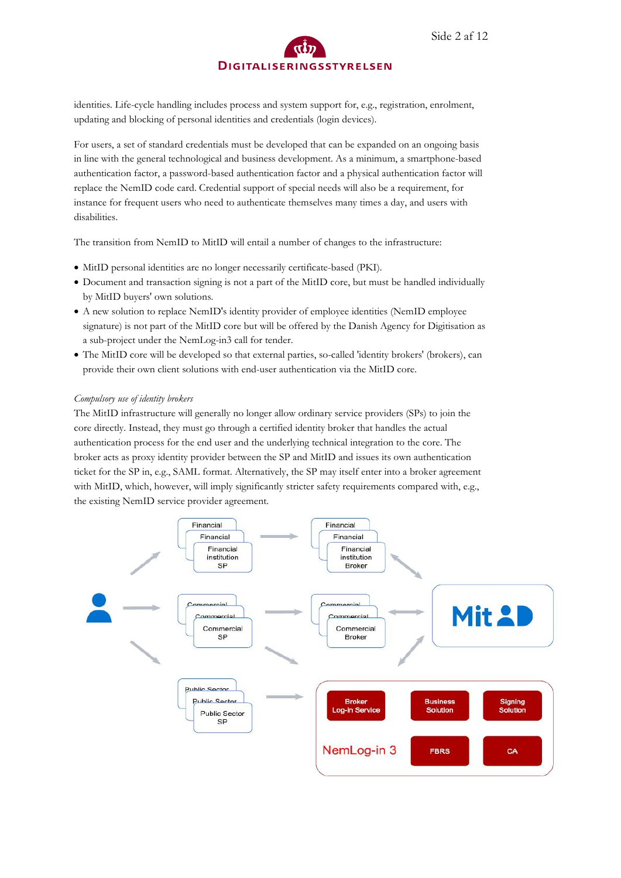identities. Life-cycle handling includes process and system support for, e.g., registration, enrolment, updating and blocking of personal identities and credentials (login devices).

For users, a set of standard credentials must be developed that can be expanded on an ongoing basis in line with the general technological and business development. As a minimum, a smartphone-based authentication factor, a password-based authentication factor and a physical authentication factor will replace the NemID code card. Credential support of special needs will also be a requirement, for instance for frequent users who need to authenticate themselves many times a day, and users with disabilities.

The transition from NemID to MitID will entail a number of changes to the infrastructure:

- MitID personal identities are no longer necessarily certificate-based (PKI).
- Document and transaction signing is not a part of the MitID core, but must be handled individually by MitID buyers' own solutions.
- A new solution to replace NemID's identity provider of employee identities (NemID employee signature) is not part of the MitID core but will be offered by the Danish Agency for Digitisation as a sub-project under the NemLog-in3 call for tender.
- The MitID core will be developed so that external parties, so-called 'identity brokers' (brokers), can provide their own client solutions with end-user authentication via the MitID core.

*Compulsory use of identity brokers*

The MitID infrastructure will generally no longer allow ordinary service providers (SPs) to join the core directly. Instead, they must go through a certified identity broker that handles the actual authentication process for the end user and the underlying technical integration to the core. The broker acts as proxy identity provider between the SP and MitID and issues its own authentication ticket for the SP in, e.g., SAML format. Alternatively, the SP may itself enter into a broker agreement with MitID, which, however, will imply significantly stricter safety requirements compared with, e.g., the existing NemID service provider agreement.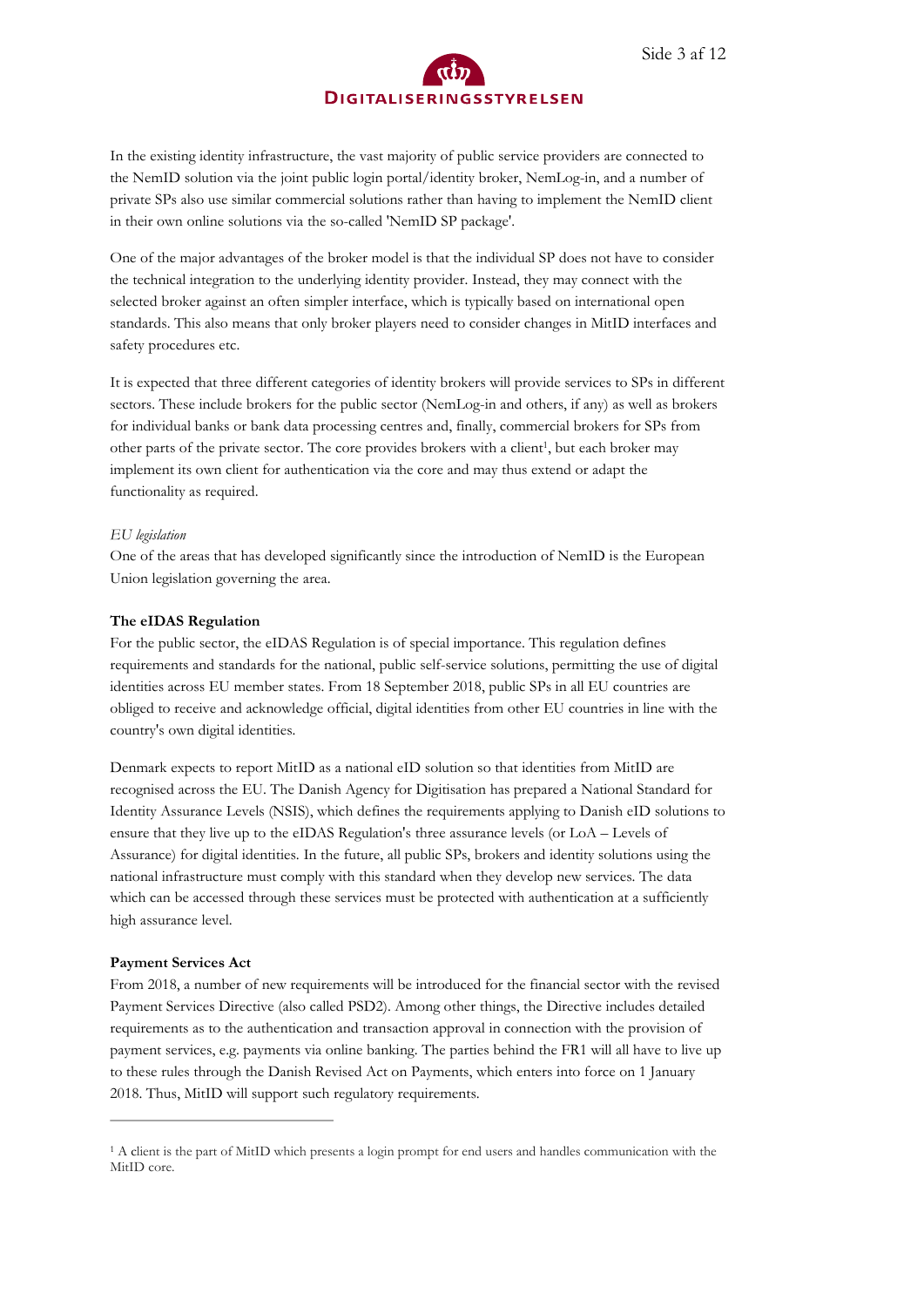In the existing identity infrastructure, the vast majority of public service providers are connected to the NemID solution via the joint public login portal/identity broker, NemLog-in, and a number of private SPs also use similar commercial solutions rather than having to implement the NemID client in their own online solutions via the so-called 'NemID SP package'.

One of the major advantages of the broker model is that the individual SP does not have to consider the technical integration to the underlying identity provider. Instead, they may connect with the selected broker against an often simpler interface, which is typically based on international open standards. This also means that only broker players need to consider changes in MitID interfaces and safety procedures etc.

It is expected that three different categories of identity brokers will provide services to SPs in different sectors. These include brokers for the public sector (NemLog-in and others, if any) as well as brokers for individual banks or bank data processing centres and, finally, commercial brokers for SPs from other parts of the private sector. The core provides brokers with a client[1], but each broker may implement its own client for authentication via the core and may thus extend or adapt the functionality as required.

*EU legislation*

One of the areas that has developed significantly since the introduction of NemID is the European Union legislation governing the area.

**The eIDAS Regulation**

For the public sector, the eIDAS Regulation is of special importance. This regulation defines requirements and standards for the national, public self-service solutions, permitting the use of digital identities across EU member states. From 18 September 2018, public SPs in all EU countries are obliged to receive and acknowledge official, digital identities from other EU countries in line with the country's own digital identities.

Denmark expects to report MitID as a national eID solution so that identities from MitID are recognised across the EU. The Danish Agency for Digitisation has prepared a National Standard for Identity Assurance Levels (NSIS), which defines the requirements applying to Danish eID solutions to ensure that they live up to the eIDAS Regulation's three assurance levels (or LoA – Levels of Assurance) for digital identities. In the future, all public SPs, brokers and identity solutions using the national infrastructure must comply with this standard when they develop new services. The data which can be accessed through these services must be protected with authentication at a sufficiently high assurance level.

**Payment Services Act**

From 2018, a number of new requirements will be introduced for the financial sector with the revised Payment Services Directive (also called PSD2). Among other things, the Directive includes detailed requirements as to the authentication and transaction approval in connection with the provision of payment services, e.g. payments via online banking. The parties behind the FR1 will all have to live up to these rules through the Danish Revised Act on Payments, which enters into force on 1 January 2018. Thus, MitID will support such regulatory requirements.

---

[1] A client is the part of MitID which presents a login prompt for end users and handles communication with the MitID core.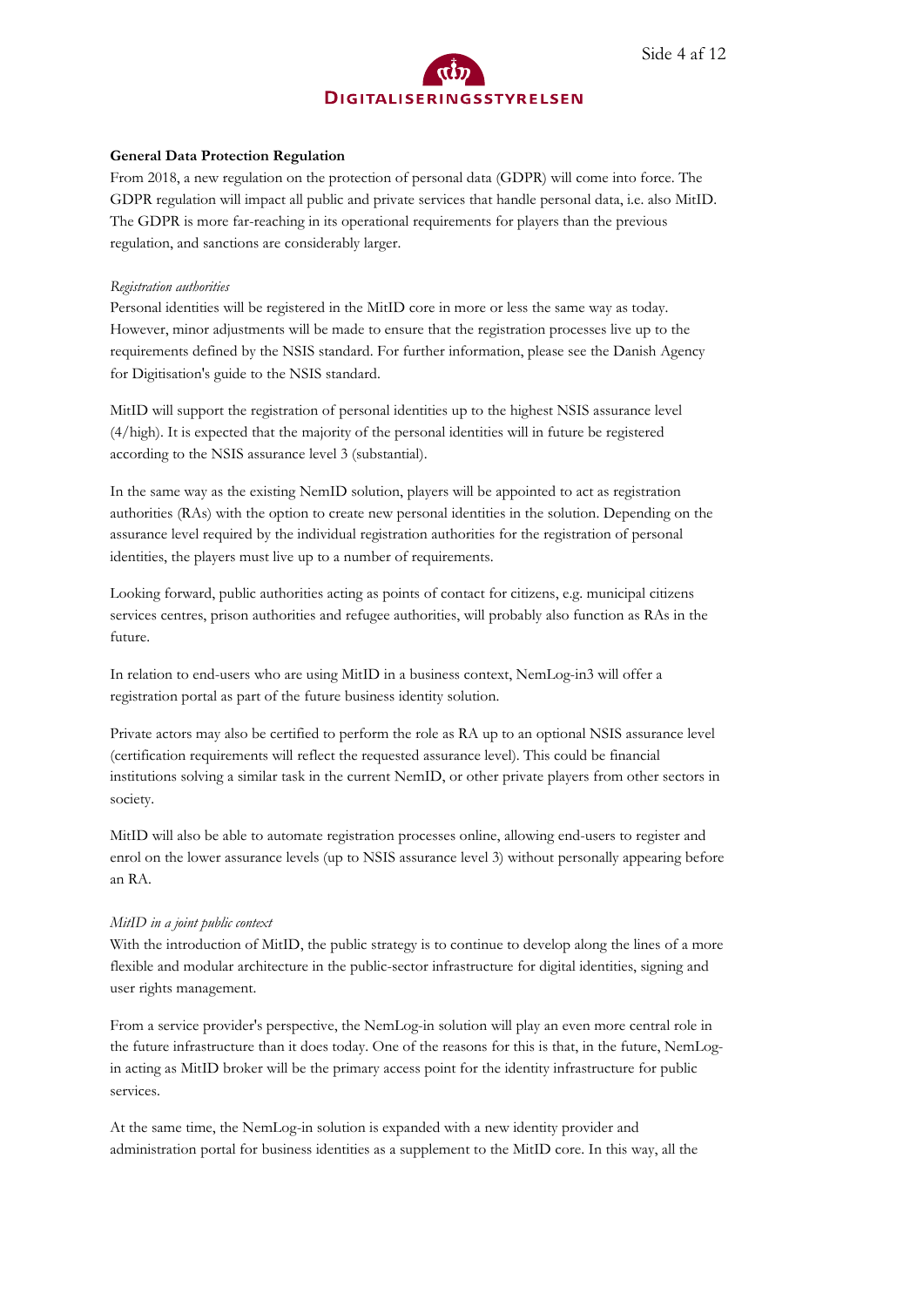**General Data Protection Regulation**

From 2018, a new regulation on the protection of personal data (GDPR) will come into force. The GDPR regulation will impact all public and private services that handle personal data, i.e. also MitID. The GDPR is more far-reaching in its operational requirements for players than the previous regulation, and sanctions are considerably larger.

*Registration authorities*

Personal identities will be registered in the MitID core in more or less the same way as today. However, minor adjustments will be made to ensure that the registration processes live up to the requirements defined by the NSIS standard. For further information, please see the Danish Agency for Digitisation's guide to the NSIS standard.

MitID will support the registration of personal identities up to the highest NSIS assurance level (4/high). It is expected that the majority of the personal identities will in future be registered according to the NSIS assurance level 3 (substantial).

In the same way as the existing NemID solution, players will be appointed to act as registration authorities (RAs) with the option to create new personal identities in the solution. Depending on the assurance level required by the individual registration authorities for the registration of personal identities, the players must live up to a number of requirements.

Looking forward, public authorities acting as points of contact for citizens, e.g. municipal citizens services centres, prison authorities and refugee authorities, will probably also function as RAs in the future.

In relation to end-users who are using MitID in a business context, NemLog-in3 will offer a registration portal as part of the future business identity solution.

Private actors may also be certified to perform the role as RA up to an optional NSIS assurance level (certification requirements will reflect the requested assurance level). This could be financial institutions solving a similar task in the current NemID, or other private players from other sectors in society.

MitID will also be able to automate registration processes online, allowing end-users to register and enrol on the lower assurance levels (up to NSIS assurance level 3) without personally appearing before an RA.

*MitID in a joint public context*

With the introduction of MitID, the public strategy is to continue to develop along the lines of a more flexible and modular architecture in the public-sector infrastructure for digital identities, signing and user rights management.

From a service provider's perspective, the NemLog-in solution will play an even more central role in the future infrastructure than it does today. One of the reasons for this is that, in the future, NemLog-in acting as MitID broker will be the primary access point for the identity infrastructure for public services.

At the same time, the NemLog-in solution is expanded with a new identity provider and administration portal for business identities as a supplement to the MitID core. In this way, all the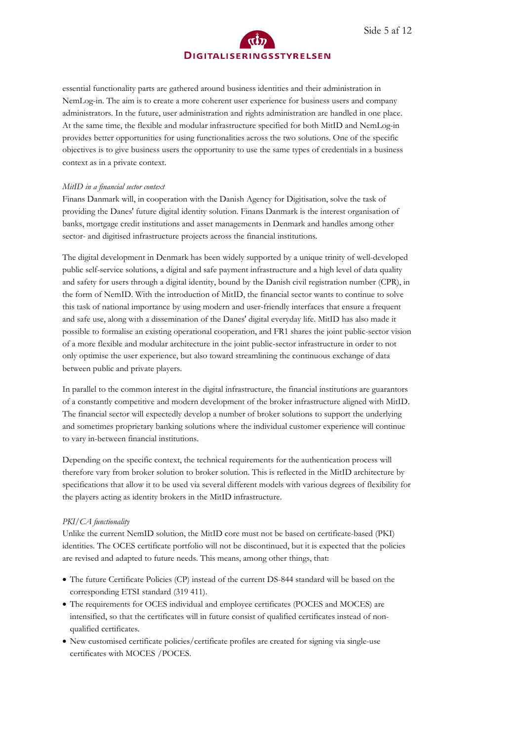essential functionality parts are gathered around business identities and their administration in NemLog-in. The aim is to create a more coherent user experience for business users and company administrators. In the future, user administration and rights administration are handled in one place. At the same time, the flexible and modular infrastructure specified for both MitID and NemLog-in provides better opportunities for using functionalities across the two solutions. One of the specific objectives is to give business users the opportunity to use the same types of credentials in a business context as in a private context.

*MitID in a financial sector context*

Finans Danmark will, in cooperation with the Danish Agency for Digitisation, solve the task of providing the Danes' future digital identity solution. Finans Danmark is the interest organisation of banks, mortgage credit institutions and asset managements in Denmark and handles among other sector- and digitised infrastructure projects across the financial institutions.

The digital development in Denmark has been widely supported by a unique trinity of well-developed public self-service solutions, a digital and safe payment infrastructure and a high level of data quality and safety for users through a digital identity, bound by the Danish civil registration number (CPR), in the form of NemID. With the introduction of MitID, the financial sector wants to continue to solve this task of national importance by using modern and user-friendly interfaces that ensure a frequent and safe use, along with a dissemination of the Danes' digital everyday life. MitID has also made it possible to formalise an existing operational cooperation, and FR1 shares the joint public-sector vision of a more flexible and modular architecture in the joint public-sector infrastructure in order to not only optimise the user experience, but also toward streamlining the continuous exchange of data between public and private players.

In parallel to the common interest in the digital infrastructure, the financial institutions are guarantors of a constantly competitive and modern development of the broker infrastructure aligned with MitID. The financial sector will expectedly develop a number of broker solutions to support the underlying and sometimes proprietary banking solutions where the individual customer experience will continue to vary in-between financial institutions.

Depending on the specific context, the technical requirements for the authentication process will therefore vary from broker solution to broker solution. This is reflected in the MitID architecture by specifications that allow it to be used via several different models with various degrees of flexibility for the players acting as identity brokers in the MitID infrastructure.

*PKI/CA functionality*

Unlike the current NemID solution, the MitID core must not be based on certificate-based (PKI) identities. The OCES certificate portfolio will not be discontinued, but it is expected that the policies are revised and adapted to future needs. This means, among other things, that:

- The future Certificate Policies (CP) instead of the current DS-844 standard will be based on the corresponding ETSI standard (319 411).
- The requirements for OCES individual and employee certificates (POCES and MOCES) are intensified, so that the certificates will in future consist of qualified certificates instead of non-qualified certificates.
- New customised certificate policies/certificate profiles are created for signing via single-use certificates with MOCES /POCES.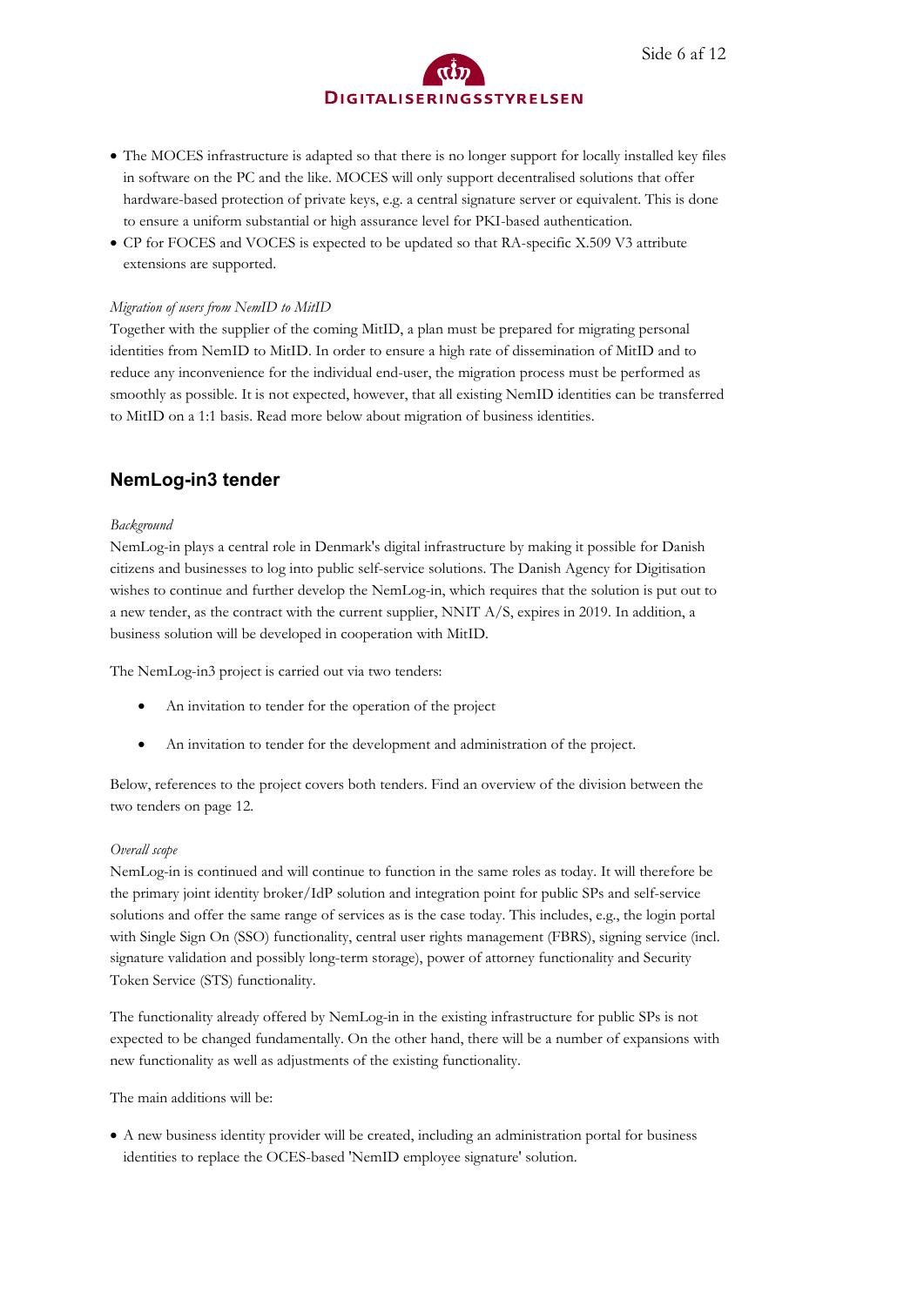- The MOCES infrastructure is adapted so that there is no longer support for locally installed key files in software on the PC and the like. MOCES will only support decentralised solutions that offer hardware-based protection of private keys, e.g. a central signature server or equivalent. This is done to ensure a uniform substantial or high assurance level for PKI-based authentication.
- CP for FOCES and VOCES is expected to be updated so that RA-specific X.509 V3 attribute extensions are supported.

*Migration of users from NemID to MitID*

Together with the supplier of the coming MitID, a plan must be prepared for migrating personal identities from NemID to MitID. In order to ensure a high rate of dissemination of MitID and to reduce any inconvenience for the individual end-user, the migration process must be performed as smoothly as possible. It is not expected, however, that all existing NemID identities can be transferred to MitID on a 1:1 basis. Read more below about migration of business identities.

## NemLog-in3 tender

*Background*

NemLog-in plays a central role in Denmark's digital infrastructure by making it possible for Danish citizens and businesses to log into public self-service solutions. The Danish Agency for Digitisation wishes to continue and further develop the NemLog-in, which requires that the solution is put out to a new tender, as the contract with the current supplier, NNIT A/S, expires in 2019. In addition, a business solution will be developed in cooperation with MitID.

The NemLog-in3 project is carried out via two tenders:

- An invitation to tender for the operation of the project
- An invitation to tender for the development and administration of the project.

Below, references to the project covers both tenders. Find an overview of the division between the two tenders on page 12.

*Overall scope*

NemLog-in is continued and will continue to function in the same roles as today. It will therefore be the primary joint identity broker/IdP solution and integration point for public SPs and self-service solutions and offer the same range of services as is the case today. This includes, e.g., the login portal with Single Sign On (SSO) functionality, central user rights management (FBRS), signing service (incl. signature validation and possibly long-term storage), power of attorney functionality and Security Token Service (STS) functionality.

The functionality already offered by NemLog-in in the existing infrastructure for public SPs is not expected to be changed fundamentally. On the other hand, there will be a number of expansions with new functionality as well as adjustments of the existing functionality.

The main additions will be:

- A new business identity provider will be created, including an administration portal for business identities to replace the OCES-based 'NemID employee signature' solution.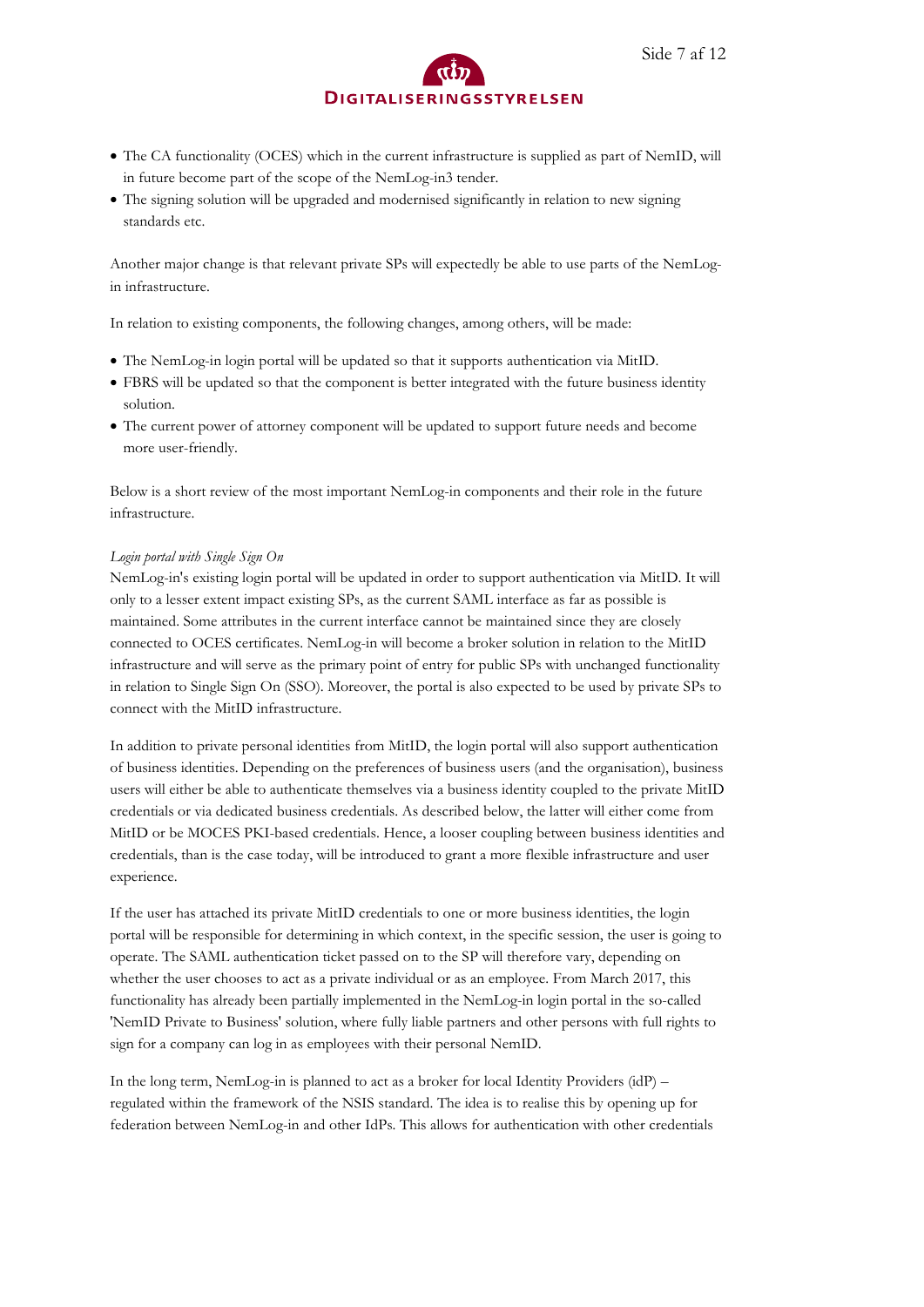- The CA functionality (OCES) which in the current infrastructure is supplied as part of NemID, will in future become part of the scope of the NemLog-in3 tender.
- The signing solution will be upgraded and modernised significantly in relation to new signing standards etc.

Another major change is that relevant private SPs will expectedly be able to use parts of the NemLog-in infrastructure.

In relation to existing components, the following changes, among others, will be made:

- The NemLog-in login portal will be updated so that it supports authentication via MitID.
- FBRS will be updated so that the component is better integrated with the future business identity solution.
- The current power of attorney component will be updated to support future needs and become more user-friendly.

Below is a short review of the most important NemLog-in components and their role in the future infrastructure.

*Login portal with Single Sign On*

NemLog-in's existing login portal will be updated in order to support authentication via MitID. It will only to a lesser extent impact existing SPs, as the current SAML interface as far as possible is maintained. Some attributes in the current interface cannot be maintained since they are closely connected to OCES certificates. NemLog-in will become a broker solution in relation to the MitID infrastructure and will serve as the primary point of entry for public SPs with unchanged functionality in relation to Single Sign On (SSO). Moreover, the portal is also expected to be used by private SPs to connect with the MitID infrastructure.

In addition to private personal identities from MitID, the login portal will also support authentication of business identities. Depending on the preferences of business users (and the organisation), business users will either be able to authenticate themselves via a business identity coupled to the private MitID credentials or via dedicated business credentials. As described below, the latter will either come from MitID or be MOCES PKI-based credentials. Hence, a looser coupling between business identities and credentials, than is the case today, will be introduced to grant a more flexible infrastructure and user experience.

If the user has attached its private MitID credentials to one or more business identities, the login portal will be responsible for determining in which context, in the specific session, the user is going to operate. The SAML authentication ticket passed on to the SP will therefore vary, depending on whether the user chooses to act as a private individual or as an employee. From March 2017, this functionality has already been partially implemented in the NemLog-in login portal in the so-called 'NemID Private to Business' solution, where fully liable partners and other persons with full rights to sign for a company can log in as employees with their personal NemID.

In the long term, NemLog-in is planned to act as a broker for local Identity Providers (idP) – regulated within the framework of the NSIS standard. The idea is to realise this by opening up for federation between NemLog-in and other IdPs. This allows for authentication with other credentials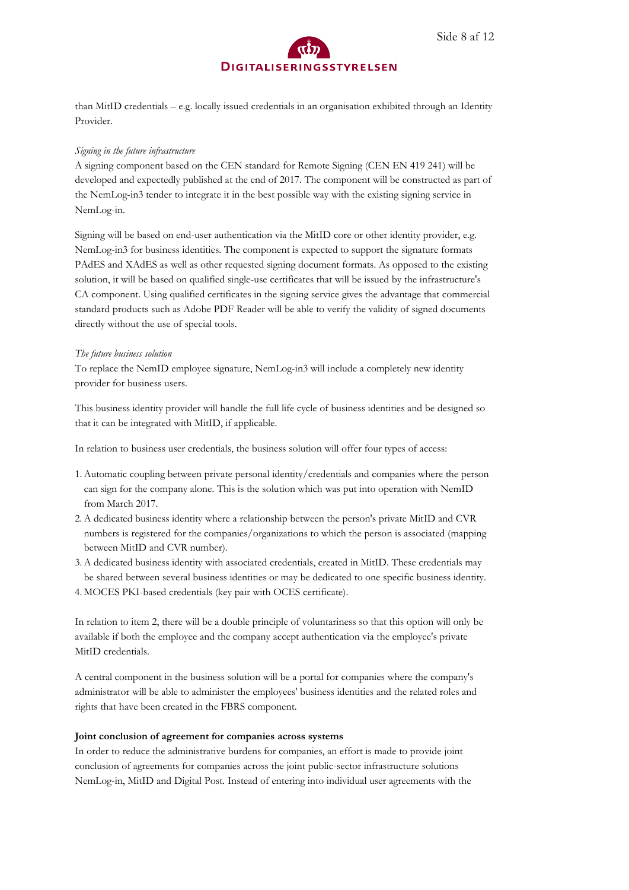than MitID credentials – e.g. locally issued credentials in an organisation exhibited through an Identity Provider.

*Signing in the future infrastructure*

A signing component based on the CEN standard for Remote Signing (CEN EN 419 241) will be developed and expectedly published at the end of 2017. The component will be constructed as part of the NemLog-in3 tender to integrate it in the best possible way with the existing signing service in NemLog-in.

Signing will be based on end-user authentication via the MitID core or other identity provider, e.g. NemLog-in3 for business identities. The component is expected to support the signature formats PAdES and XAdES as well as other requested signing document formats. As opposed to the existing solution, it will be based on qualified single-use certificates that will be issued by the infrastructure's CA component. Using qualified certificates in the signing service gives the advantage that commercial standard products such as Adobe PDF Reader will be able to verify the validity of signed documents directly without the use of special tools.

*The future business solution*

To replace the NemID employee signature, NemLog-in3 will include a completely new identity provider for business users.

This business identity provider will handle the full life cycle of business identities and be designed so that it can be integrated with MitID, if applicable.

In relation to business user credentials, the business solution will offer four types of access:

1. Automatic coupling between private personal identity/credentials and companies where the person can sign for the company alone. This is the solution which was put into operation with NemID from March 2017.
2. A dedicated business identity where a relationship between the person's private MitID and CVR numbers is registered for the companies/organizations to which the person is associated (mapping between MitID and CVR number).
3. A dedicated business identity with associated credentials, created in MitID. These credentials may be shared between several business identities or may be dedicated to one specific business identity.
4. MOCES PKI-based credentials (key pair with OCES certificate).

In relation to item 2, there will be a double principle of voluntariness so that this option will only be available if both the employee and the company accept authentication via the employee's private MitID credentials.

A central component in the business solution will be a portal for companies where the company's administrator will be able to administer the employees' business identities and the related roles and rights that have been created in the FBRS component.

**Joint conclusion of agreement for companies across systems**

In order to reduce the administrative burdens for companies, an effort is made to provide joint conclusion of agreements for companies across the joint public-sector infrastructure solutions NemLog-in, MitID and Digital Post. Instead of entering into individual user agreements with the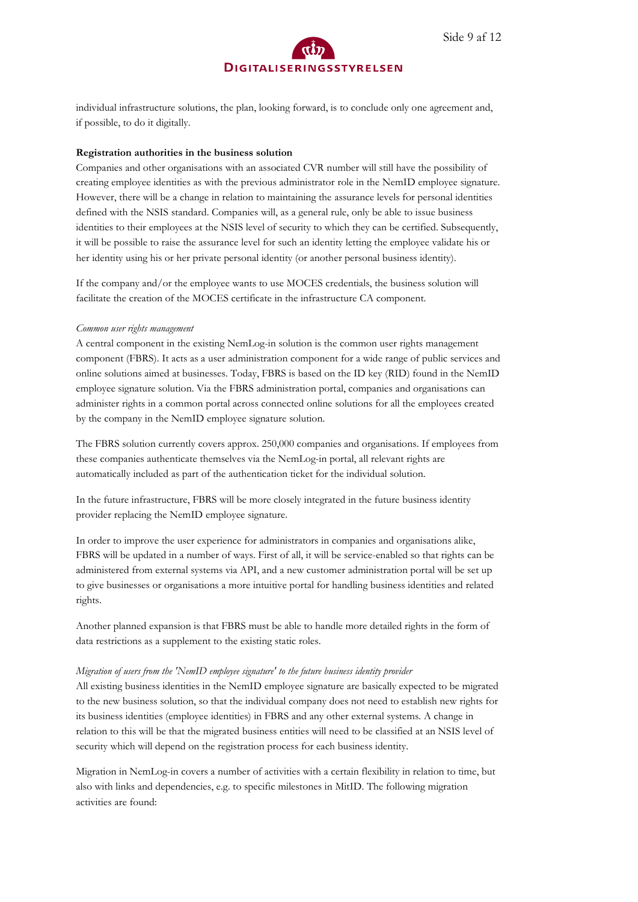individual infrastructure solutions, the plan, looking forward, is to conclude only one agreement and, if possible, to do it digitally.

**Registration authorities in the business solution**

Companies and other organisations with an associated CVR number will still have the possibility of creating employee identities as with the previous administrator role in the NemID employee signature. However, there will be a change in relation to maintaining the assurance levels for personal identities defined with the NSIS standard. Companies will, as a general rule, only be able to issue business identities to their employees at the NSIS level of security to which they can be certified. Subsequently, it will be possible to raise the assurance level for such an identity letting the employee validate his or her identity using his or her private personal identity (or another personal business identity).

If the company and/or the employee wants to use MOCES credentials, the business solution will facilitate the creation of the MOCES certificate in the infrastructure CA component.

*Common user rights management*

A central component in the existing NemLog-in solution is the common user rights management component (FBRS). It acts as a user administration component for a wide range of public services and online solutions aimed at businesses. Today, FBRS is based on the ID key (RID) found in the NemID employee signature solution. Via the FBRS administration portal, companies and organisations can administer rights in a common portal across connected online solutions for all the employees created by the company in the NemID employee signature solution.

The FBRS solution currently covers approx. 250,000 companies and organisations. If employees from these companies authenticate themselves via the NemLog-in portal, all relevant rights are automatically included as part of the authentication ticket for the individual solution.

In the future infrastructure, FBRS will be more closely integrated in the future business identity provider replacing the NemID employee signature.

In order to improve the user experience for administrators in companies and organisations alike, FBRS will be updated in a number of ways. First of all, it will be service-enabled so that rights can be administered from external systems via API, and a new customer administration portal will be set up to give businesses or organisations a more intuitive portal for handling business identities and related rights.

Another planned expansion is that FBRS must be able to handle more detailed rights in the form of data restrictions as a supplement to the existing static roles.

*Migration of users from the 'NemID employee signature' to the future business identity provider*

All existing business identities in the NemID employee signature are basically expected to be migrated to the new business solution, so that the individual company does not need to establish new rights for its business identities (employee identities) in FBRS and any other external systems. A change in relation to this will be that the migrated business entities will need to be classified at an NSIS level of security which will depend on the registration process for each business identity.

Migration in NemLog-in covers a number of activities with a certain flexibility in relation to time, but also with links and dependencies, e.g. to specific milestones in MitID. The following migration activities are found: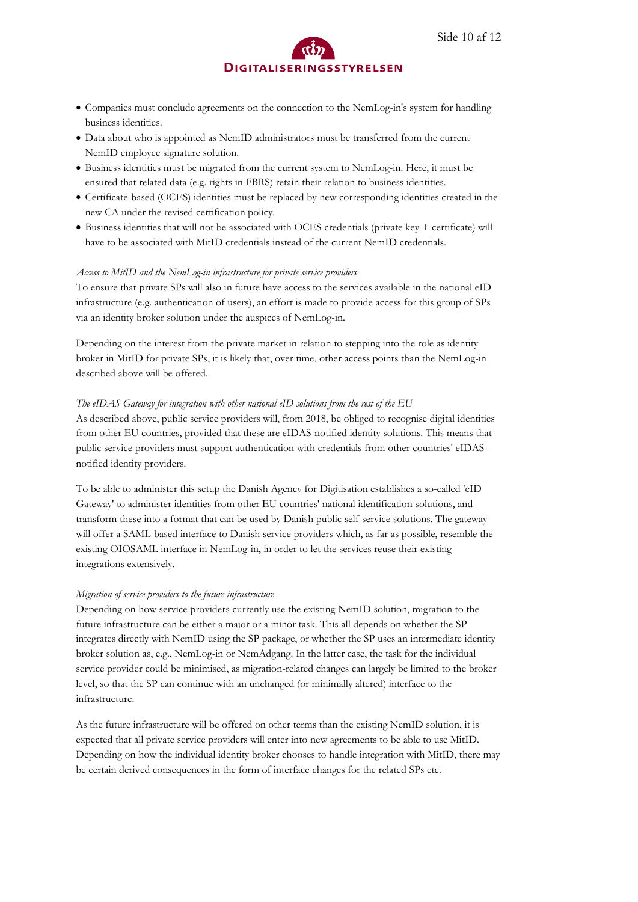- Companies must conclude agreements on the connection to the NemLog-in's system for handling business identities.
- Data about who is appointed as NemID administrators must be transferred from the current NemID employee signature solution.
- Business identities must be migrated from the current system to NemLog-in. Here, it must be ensured that related data (e.g. rights in FBRS) retain their relation to business identities.
- Certificate-based (OCES) identities must be replaced by new corresponding identities created in the new CA under the revised certification policy.
- Business identities that will not be associated with OCES credentials (private key + certificate) will have to be associated with MitID credentials instead of the current NemID credentials.

*Access to MitID and the NemLog-in infrastructure for private service providers*

To ensure that private SPs will also in future have access to the services available in the national eID infrastructure (e.g. authentication of users), an effort is made to provide access for this group of SPs via an identity broker solution under the auspices of NemLog-in.

Depending on the interest from the private market in relation to stepping into the role as identity broker in MitID for private SPs, it is likely that, over time, other access points than the NemLog-in described above will be offered.

*The eIDAS Gateway for integration with other national eID solutions from the rest of the EU*

As described above, public service providers will, from 2018, be obliged to recognise digital identities from other EU countries, provided that these are eIDAS-notified identity solutions. This means that public service providers must support authentication with credentials from other countries' eIDAS-notified identity providers.

To be able to administer this setup the Danish Agency for Digitisation establishes a so-called 'eID Gateway' to administer identities from other EU countries' national identification solutions, and transform these into a format that can be used by Danish public self-service solutions. The gateway will offer a SAML-based interface to Danish service providers which, as far as possible, resemble the existing OIOSAML interface in NemLog-in, in order to let the services reuse their existing integrations extensively.

*Migration of service providers to the future infrastructure*

Depending on how service providers currently use the existing NemID solution, migration to the future infrastructure can be either a major or a minor task. This all depends on whether the SP integrates directly with NemID using the SP package, or whether the SP uses an intermediate identity broker solution as, e.g., NemLog-in or NemAdgang. In the latter case, the task for the individual service provider could be minimised, as migration-related changes can largely be limited to the broker level, so that the SP can continue with an unchanged (or minimally altered) interface to the infrastructure.

As the future infrastructure will be offered on other terms than the existing NemID solution, it is expected that all private service providers will enter into new agreements to be able to use MitID. Depending on how the individual identity broker chooses to handle integration with MitID, there may be certain derived consequences in the form of interface changes for the related SPs etc.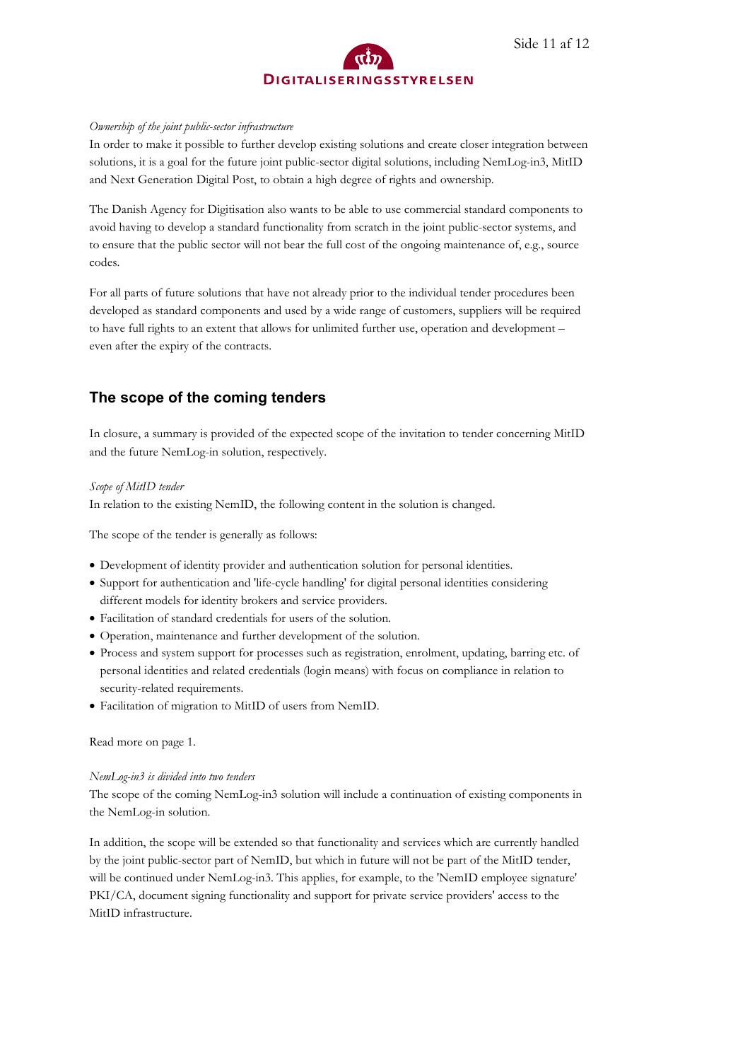*Ownership of the joint public-sector infrastructure*

In order to make it possible to further develop existing solutions and create closer integration between solutions, it is a goal for the future joint public-sector digital solutions, including NemLog-in3, MitID and Next Generation Digital Post, to obtain a high degree of rights and ownership.

The Danish Agency for Digitisation also wants to be able to use commercial standard components to avoid having to develop a standard functionality from scratch in the joint public-sector systems, and to ensure that the public sector will not bear the full cost of the ongoing maintenance of, e.g., source codes.

For all parts of future solutions that have not already prior to the individual tender procedures been developed as standard components and used by a wide range of customers, suppliers will be required to have full rights to an extent that allows for unlimited further use, operation and development – even after the expiry of the contracts.

## The scope of the coming tenders

In closure, a summary is provided of the expected scope of the invitation to tender concerning MitID and the future NemLog-in solution, respectively.

*Scope of MitID tender*

In relation to the existing NemID, the following content in the solution is changed.

The scope of the tender is generally as follows:

- Development of identity provider and authentication solution for personal identities.
- Support for authentication and 'life-cycle handling' for digital personal identities considering different models for identity brokers and service providers.
- Facilitation of standard credentials for users of the solution.
- Operation, maintenance and further development of the solution.
- Process and system support for processes such as registration, enrolment, updating, barring etc. of personal identities and related credentials (login means) with focus on compliance in relation to security-related requirements.
- Facilitation of migration to MitID of users from NemID.

Read more on page 1.

*NemLog-in3 is divided into two tenders*

The scope of the coming NemLog-in3 solution will include a continuation of existing components in the NemLog-in solution.

In addition, the scope will be extended so that functionality and services which are currently handled by the joint public-sector part of NemID, but which in future will not be part of the MitID tender, will be continued under NemLog-in3. This applies, for example, to the 'NemID employee signature' PKI/CA, document signing functionality and support for private service providers' access to the MitID infrastructure.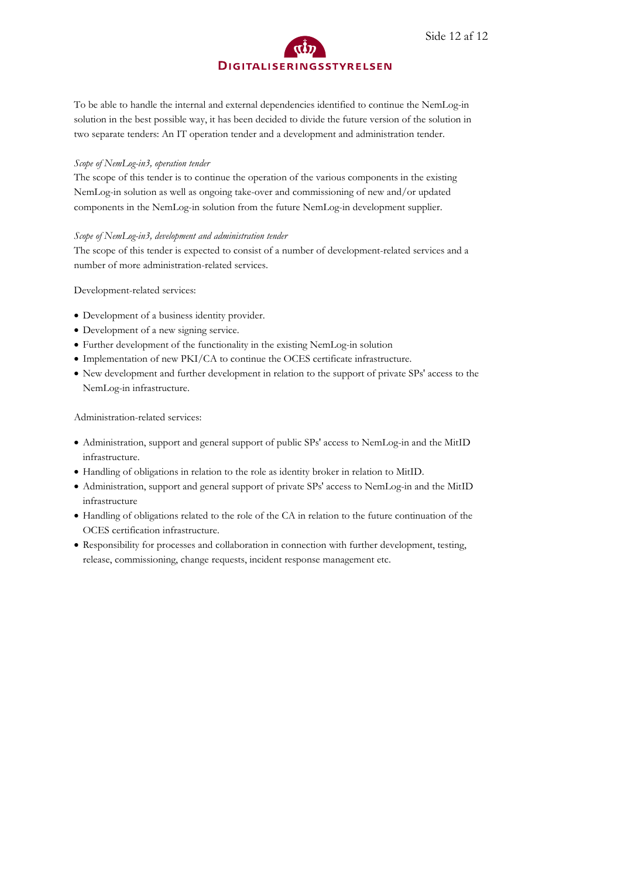To be able to handle the internal and external dependencies identified to continue the NemLog-in solution in the best possible way, it has been decided to divide the future version of the solution in two separate tenders: An IT operation tender and a development and administration tender.

*Scope of NemLog-in3, operation tender*

The scope of this tender is to continue the operation of the various components in the existing NemLog-in solution as well as ongoing take-over and commissioning of new and/or updated components in the NemLog-in solution from the future NemLog-in development supplier.

*Scope of NemLog-in3, development and administration tender*

The scope of this tender is expected to consist of a number of development-related services and a number of more administration-related services.

Development-related services:

- Development of a business identity provider.
- Development of a new signing service.
- Further development of the functionality in the existing NemLog-in solution
- Implementation of new PKI/CA to continue the OCES certificate infrastructure.
- New development and further development in relation to the support of private SPs' access to the NemLog-in infrastructure.

Administration-related services:

- Administration, support and general support of public SPs' access to NemLog-in and the MitID infrastructure.
- Handling of obligations in relation to the role as identity broker in relation to MitID.
- Administration, support and general support of private SPs' access to NemLog-in and the MitID infrastructure
- Handling of obligations related to the role of the CA in relation to the future continuation of the OCES certification infrastructure.
- Responsibility for processes and collaboration in connection with further development, testing, release, commissioning, change requests, incident response management etc.